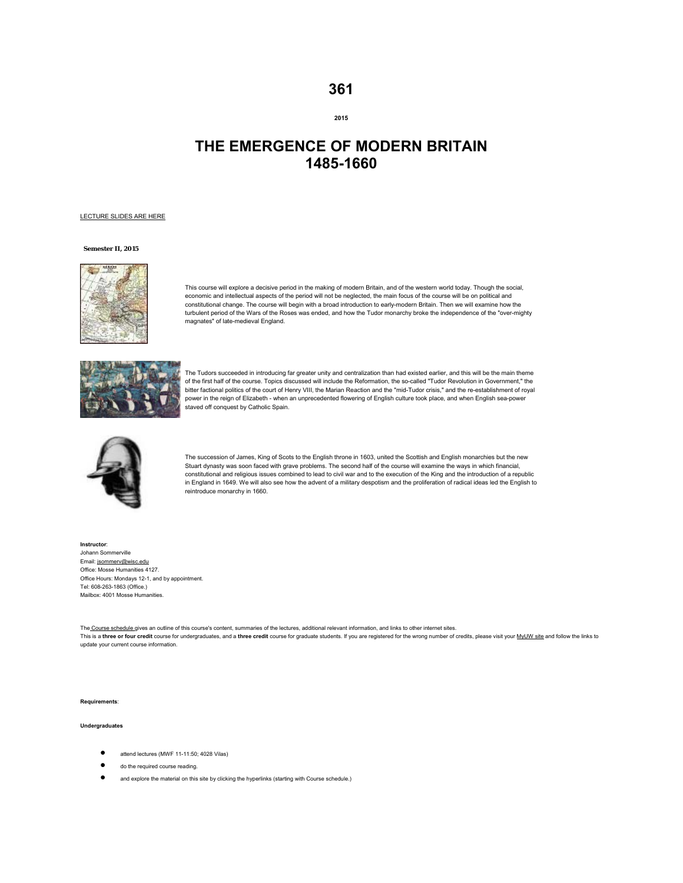# 361

**2015**

# THE EMERGENCE OF MODERN BRITAIN 1485-1660

LECTURE SLIDES ARE HERE

**Semester II, 2015**

This course will explore a decisive period in the making of modern Britain, and of the western world today. Though the social, economic and intellectual aspects of the period will not be neglected, the main focus of the course will be on political and constitutional change. The course will begin with a broad introduction to early-modern Britain. Then we will examine how the turbulent period of the Wars of the Roses was ended, and how the Tudor monarchy broke the independence of the "over-mighty magnates" of late-medieval England.

The Tudors succeeded in introducing far greater unity and centralization than had existed earlier, and this will be the main theme of the first half of the course. Topics discussed will include the Reformation, the so-called "Tudor Revolution in Government," the bitter factional politics of the court of Henry VIII, the Marian Reaction and the "mid-Tudor crisis," and the re-establishment of royal power in the reign of Elizabeth - when an unprecedented flowering of English culture took place, and when English sea-power staved off conquest by Catholic Spain.

The succession of James, King of Scots to the English throne in 1603, united the Scottish and English monarchies but the new Stuart dynasty was soon faced with grave problems. The second half of the course will examine the ways in which financial, constitutional and religious issues combined to lead to civil war and to the execution of the King and the introduction of a republic in England in 1649. We will also see how the advent of a military despotism and the proliferation of radical ideas led the English to reintroduce monarchy in 1660.

**Instructor**:
Johann Sommerville
Email: jsommerv@wisc.edu
Office: Mosse Humanities 4127.
Office Hours: Mondays 12-1, and by appointment.
Tel: 608-263-1863 (Office.)
Mailbox: 4001 Mosse Humanities.

The Course schedule gives an outline of this course's content, summaries of the lectures, additional relevant information, and links to other internet sites.
This is a **three or four credit** course for undergraduates, and a **three credit** course for graduate students. If you are registered for the wrong number of credits, please visit your MyUW site and follow the links to update your current course information.

**Requirements**:

**Undergraduates**

- attend lectures (MWF 11-11:50; 4028 Vilas)
- do the required course reading.
- and explore the material on this site by clicking the hyperlinks (starting with Course schedule.)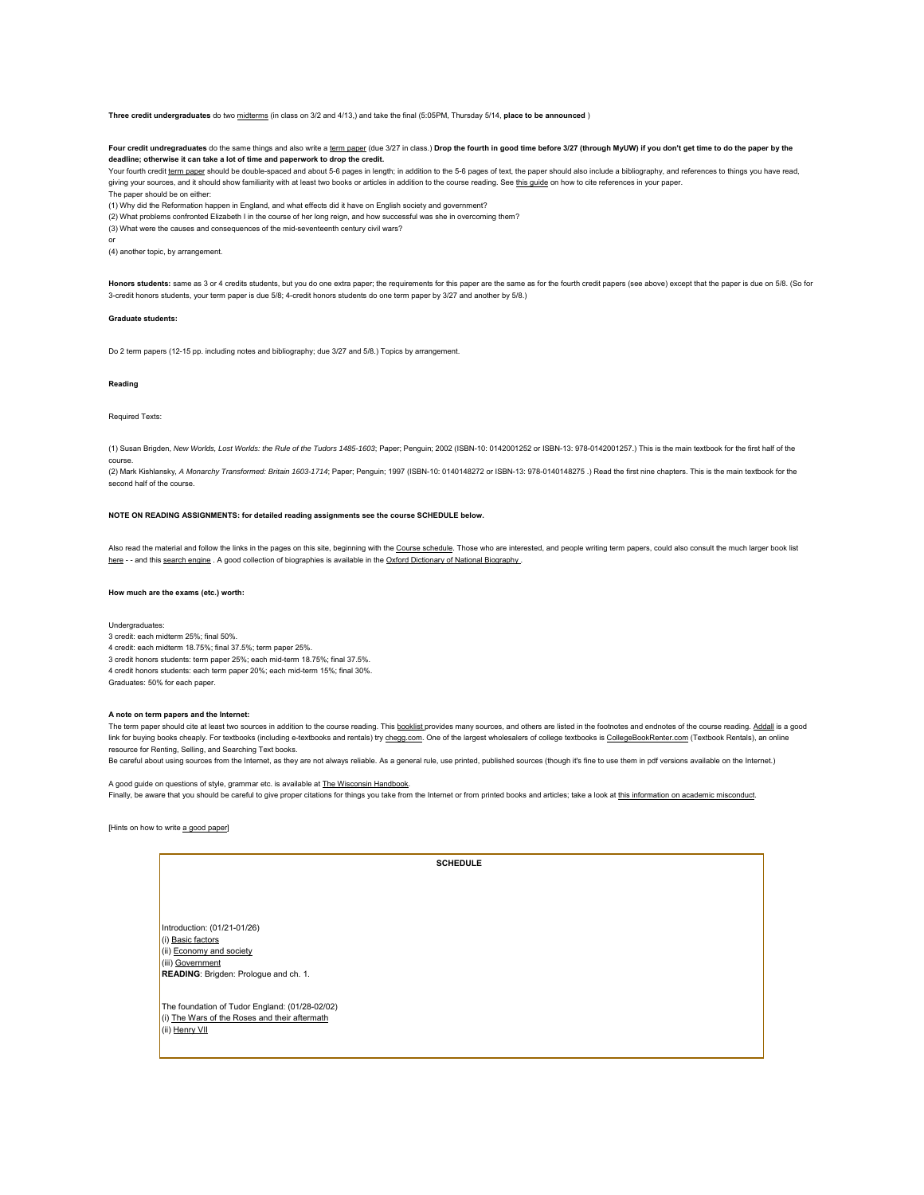**Three credit undergraduates** do two midterms (in class on 3/2 and 4/13,) and take the final (5:05PM, Thursday 5/14, **place to be announced** )

**Four credit undredgraduates** do the same things and also write a term paper (due 3/27 in class.) **Drop the fourth in good time before 3/27 (through MyUW) if you don't get time to do the paper by the deadline; otherwise it can take a lot of time and paperwork to drop the credit.**

Your fourth credit term paper should be double-spaced and about 5-6 pages in length; in addition to the 5-6 pages of text, the paper should also include a bibliography, and references to things you have read, giving your sources, and it should show familiarity with at least two books or articles in addition to the course reading. See this guide on how to cite references in your paper.

The paper should be on either:

(1) Why did the Reformation happen in England, and what effects did it have on English society and government?

(2) What problems confronted Elizabeth I in the course of her long reign, and how successful was she in overcoming them?

(3) What were the causes and consequences of the mid-seventeenth century civil wars?

or

(4) another topic, by arrangement.

**Honors students:** same as 3 or 4 credits students, but you do one extra paper; the requirements for this paper are the same as for the fourth credit papers (see above) except that the paper is due on 5/8. (So for 3-credit honors students, your term paper is due 5/8; 4-credit honors students do one term paper by 3/27 and another by 5/8.)

**Graduate students:**

Do 2 term papers (12-15 pp. including notes and bibliography; due 3/27 and 5/8.) Topics by arrangement.

**Reading**

Required Texts:

(1) Susan Brigden, *New Worlds, Lost Worlds: the Rule of the Tudors 1485-1603*; Paper; Penguin; 2002 (ISBN-10: 0142001252 or ISBN-13: 978-0142001257.) This is the main textbook for the first half of the course.

(2) Mark Kishlansky, *A Monarchy Transformed: Britain 1603-1714*; Paper; Penguin; 1997 (ISBN-10: 0140148272 or ISBN-13: 978-0140148275 .) Read the first nine chapters. This is the main textbook for the second half of the course.

**NOTE ON READING ASSIGNMENTS: for detailed reading assignments see the course SCHEDULE below.**

Also read the material and follow the links in the pages on this site, beginning with the Course schedule. Those who are interested, and people writing term papers, could also consult the much larger book list here - - and this search engine . A good collection of biographies is available in the Oxford Dictionary of National Biography .

**How much are the exams (etc.) worth:**

Undergraduates:

3 credit: each midterm 25%; final 50%.

4 credit: each midterm 18.75%; final 37.5%; term paper 25%.

3 credit honors students: term paper 25%; each mid-term 18.75%; final 37.5%.

4 credit honors students: each term paper 20%; each mid-term 15%; final 30%.

Graduates: 50% for each paper.

**A note on term papers and the Internet:**

The term paper should cite at least two sources in addition to the course reading. This booklist provides many sources, and others are listed in the footnotes and endnotes of the course reading. Addall is a good link for buying books cheaply. For textbooks (including e-textbooks and rentals) try chegg.com. One of the largest wholesalers of college textbooks is CollegeBookRenter.com (Textbook Rentals), an online resource for Renting, Selling, and Searching Text books.

Be careful about using sources from the Internet, as they are not always reliable. As a general rule, use printed, published sources (though it's fine to use them in pdf versions available on the Internet.)

A good guide on questions of style, grammar etc. is available at The Wisconsin Handbook.

Finally, be aware that you should be careful to give proper citations for things you take from the Internet or from printed books and articles; take a look at this information on academic misconduct.

[Hints on how to write a good paper]

**SCHEDULE**

Introduction: (01/21-01/26)

(i) Basic factors

(ii) Economy and society

(iii) Government

**READING**: Brigden: Prologue and ch. 1.

The foundation of Tudor England: (01/28-02/02)

(i) The Wars of the Roses and their aftermath

(ii) Henry VII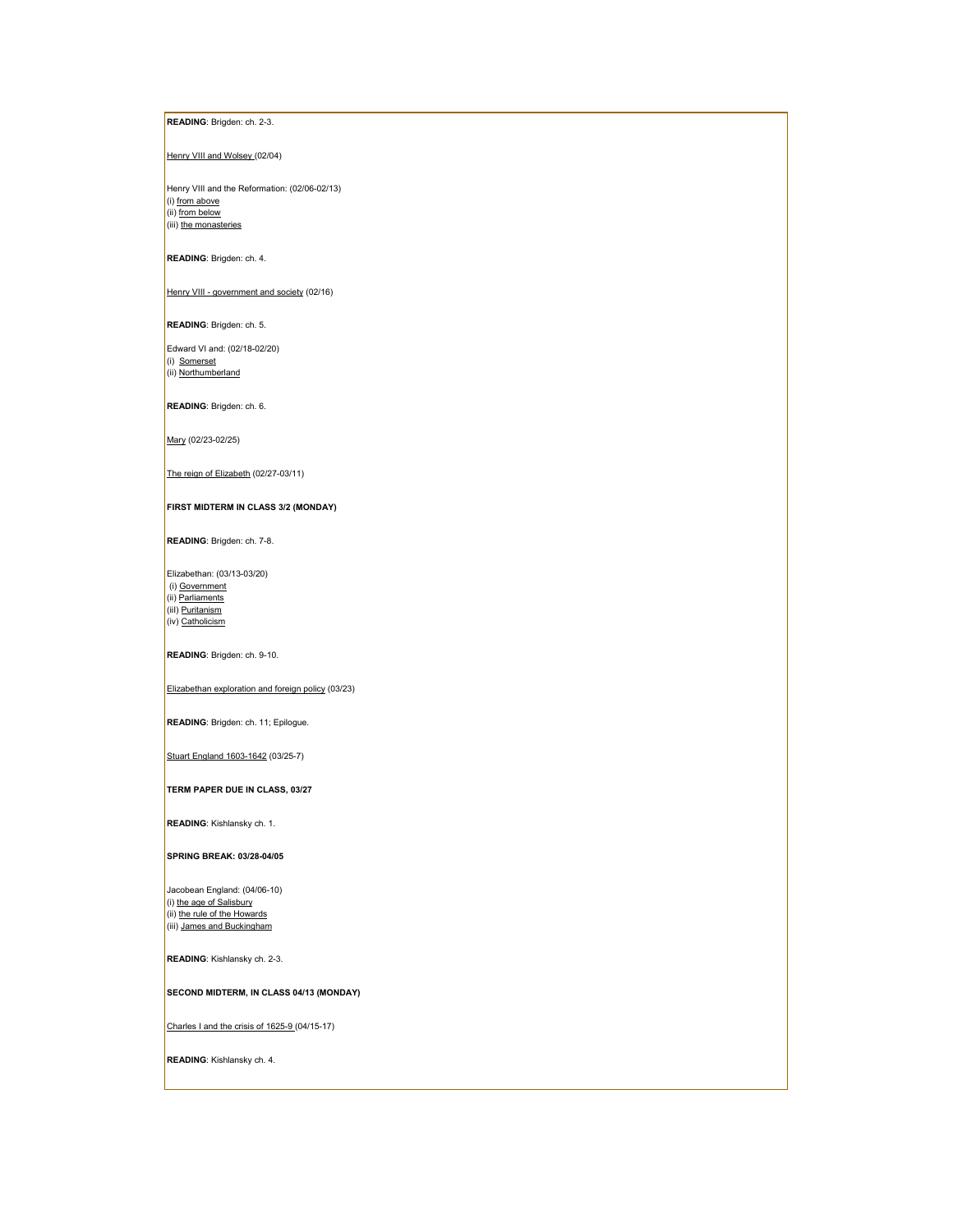**READING**: Brigden: ch. 2-3.

Henry VIII and Wolsey (02/04)

Henry VIII and the Reformation: (02/06-02/13)
(i) from above
(ii) from below
(iii) the monasteries

**READING**: Brigden: ch. 4.

Henry VIII - government and society (02/16)

**READING**: Brigden: ch. 5.

Edward VI and: (02/18-02/20)
(i) Somerset
(ii) Northumberland

**READING**: Brigden: ch. 6.

Mary (02/23-02/25)

The reign of Elizabeth (02/27-03/11)

**FIRST MIDTERM IN CLASS 3/2 (MONDAY)**

**READING**: Brigden: ch. 7-8.

Elizabethan: (03/13-03/20)
(i) Government
(ii) Parliaments
(iii) Puritanism
(iv) Catholicism

**READING**: Brigden: ch. 9-10.

Elizabethan exploration and foreign policy (03/23)

**READING**: Brigden: ch. 11; Epilogue.

Stuart England 1603-1642 (03/25-7)

**TERM PAPER DUE IN CLASS, 03/27**

**READING**: Kishlansky ch. 1.

**SPRING BREAK: 03/28-04/05**

Jacobean England: (04/06-10)
(i) the age of Salisbury
(ii) the rule of the Howards
(iii) James and Buckingham

**READING**: Kishlansky ch. 2-3.

**SECOND MIDTERM, IN CLASS 04/13 (MONDAY)**

Charles I and the crisis of 1625-9 (04/15-17)

**READING**: Kishlansky ch. 4.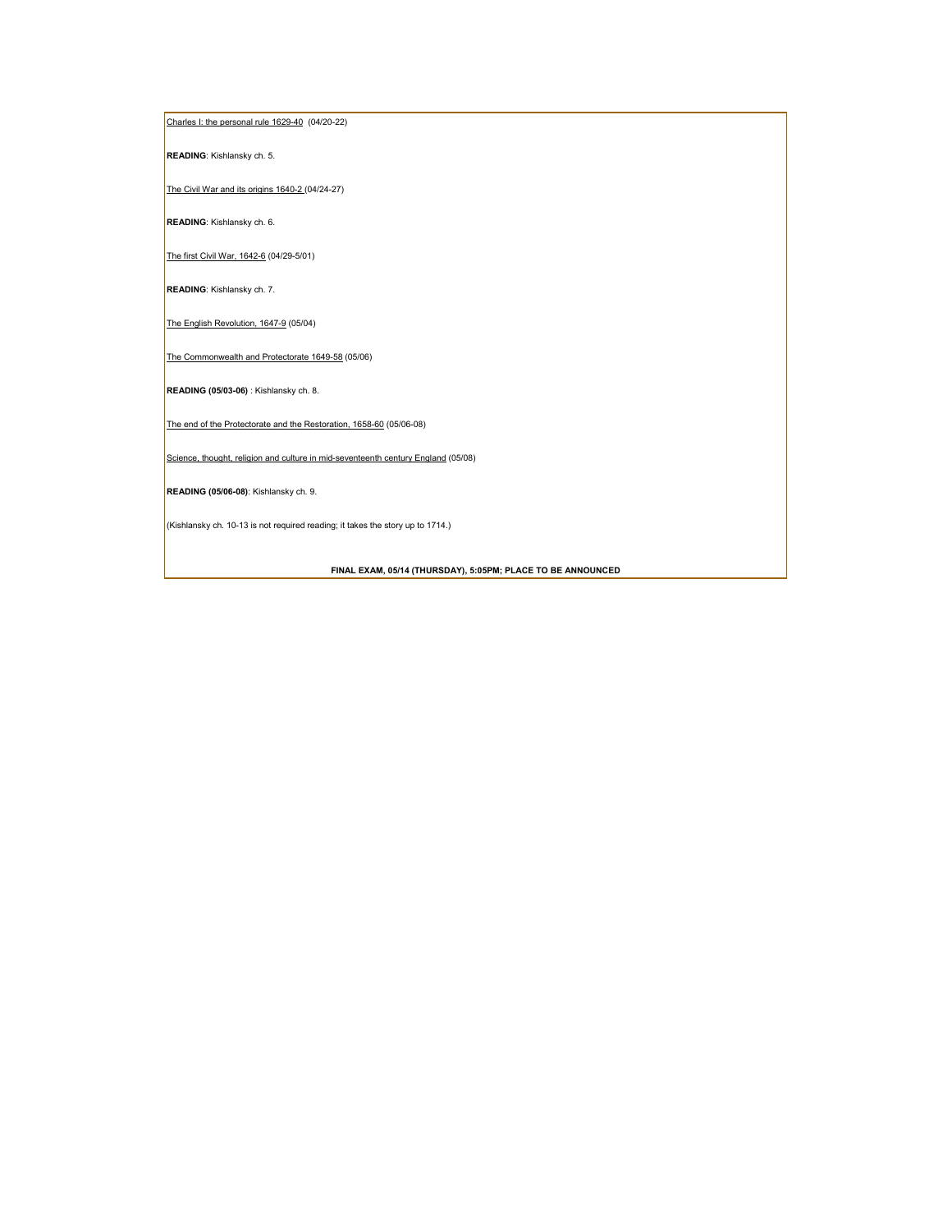Charles I: the personal rule 1629-40 (04/20-22)

**READING**: Kishlansky ch. 5.

The Civil War and its origins 1640-2 (04/24-27)

**READING**: Kishlansky ch. 6.

The first Civil War, 1642-6 (04/29-5/01)

**READING**: Kishlansky ch. 7.

The English Revolution, 1647-9 (05/04)

The Commonwealth and Protectorate 1649-58 (05/06)

**READING (05/03-06)** : Kishlansky ch. 8.

The end of the Protectorate and the Restoration, 1658-60 (05/06-08)

Science, thought, religion and culture in mid-seventeenth century England (05/08)

**READING (05/06-08)**: Kishlansky ch. 9.

(Kishlansky ch. 10-13 is not required reading; it takes the story up to 1714.)

**FINAL EXAM, 05/14 (THURSDAY), 5:05PM; PLACE TO BE ANNOUNCED**